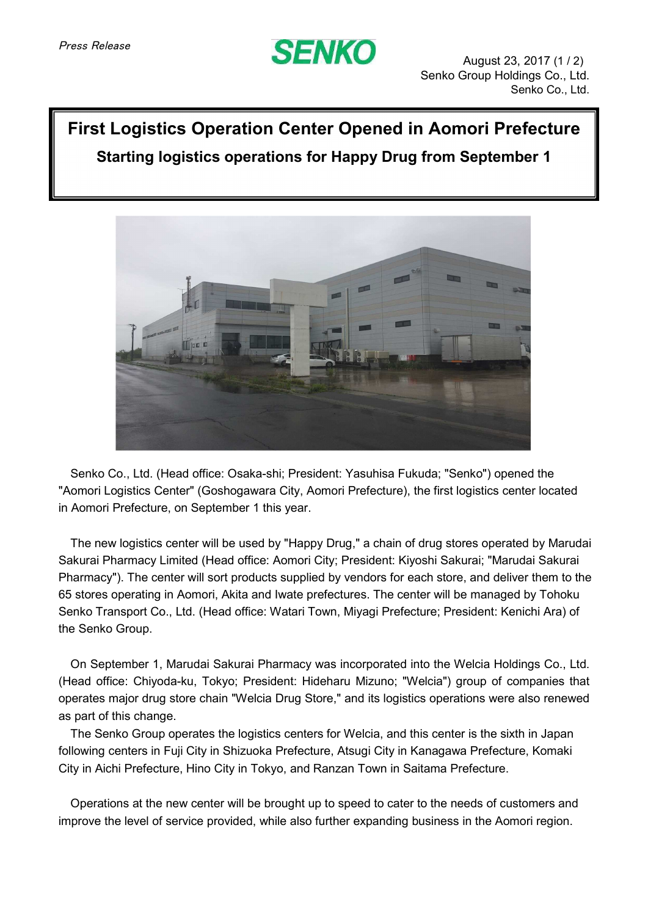*Press Release*

**SENKO**

August 23, 2017
Senko Group Holdings Co., Ltd.
Senko Co., Ltd.

# First Logistics Operation Center Opened in Aomori Prefecture

## Starting logistics operations for Happy Drug from September 1

Senko Co., Ltd. (Head office: Osaka-shi; President: Yasuhisa Fukuda; "Senko") opened the "Aomori Logistics Center" (Goshogawara City, Aomori Prefecture), the first logistics center located in Aomori Prefecture, on September 1 this year.

The new logistics center will be used by "Happy Drug," a chain of drug stores operated by Marudai Sakurai Pharmacy Limited (Head office: Aomori City; President: Kiyoshi Sakurai; "Marudai Sakurai Pharmacy"). The center will sort products supplied by vendors for each store, and deliver them to the 65 stores operating in Aomori, Akita and Iwate prefectures. The center will be managed by Tohoku Senko Transport Co., Ltd. (Head office: Watari Town, Miyagi Prefecture; President: Kenichi Ara) of the Senko Group.

On September 1, Marudai Sakurai Pharmacy was incorporated into the Welcia Holdings Co., Ltd. (Head office: Chiyoda-ku, Tokyo; President: Hideharu Mizuno; "Welcia") group of companies that operates major drug store chain "Welcia Drug Store," and its logistics operations were also renewed as part of this change.

The Senko Group operates the logistics centers for Welcia, and this center is the sixth in Japan following centers in Fuji City in Shizuoka Prefecture, Atsugi City in Kanagawa Prefecture, Komaki City in Aichi Prefecture, Hino City in Tokyo, and Ranzan Town in Saitama Prefecture.

Operations at the new center will be brought up to speed to cater to the needs of customers and improve the level of service provided, while also further expanding business in the Aomori region.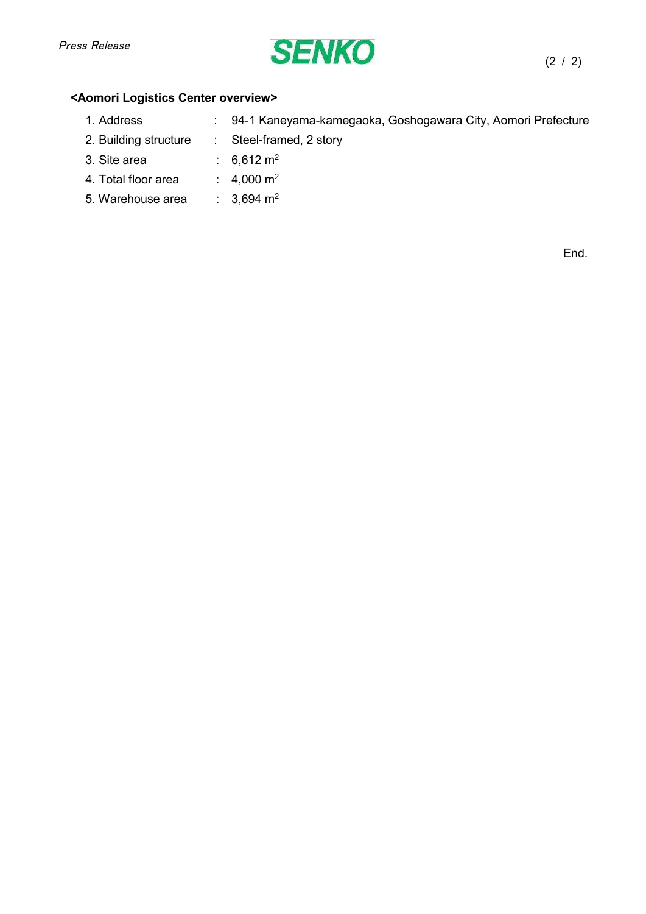**<Aomori Logistics Center overview>**

1. Address : 94-1 Kaneyama-kamegaoka, Goshogawara City, Aomori Prefecture
2. Building structure : Steel-framed, 2 story
3. Site area : 6,612 $m^2$
4. Total floor area : 4,000 $m^2$
5. Warehouse area : 3,694 $m^2$

End.